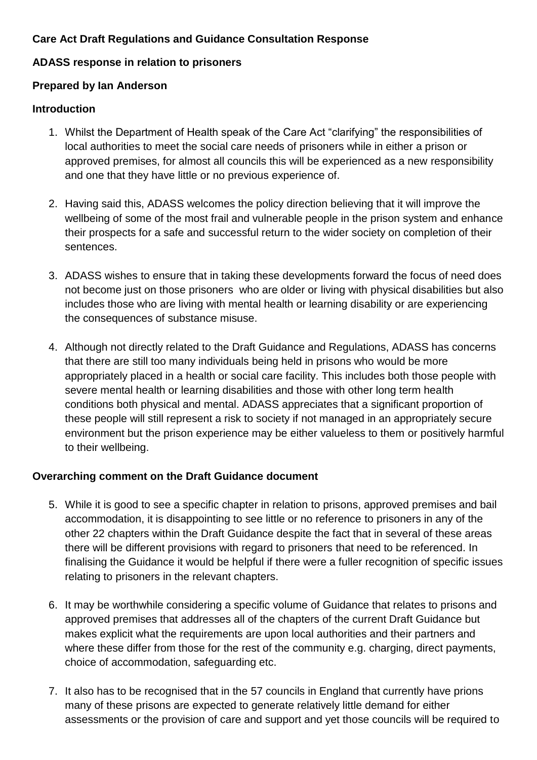**Care Act Draft Regulations and Guidance Consultation Response**

**ADASS response in relation to prisoners**

**Prepared by Ian Anderson**

**Introduction**

1. Whilst the Department of Health speak of the Care Act "clarifying" the responsibilities of local authorities to meet the social care needs of prisoners while in either a prison or approved premises, for almost all councils this will be experienced as a new responsibility and one that they have little or no previous experience of.

2. Having said this, ADASS welcomes the policy direction believing that it will improve the wellbeing of some of the most frail and vulnerable people in the prison system and enhance their prospects for a safe and successful return to the wider society on completion of their sentences.

3. ADASS wishes to ensure that in taking these developments forward the focus of need does not become just on those prisoners who are older or living with physical disabilities but also includes those who are living with mental health or learning disability or are experiencing the consequences of substance misuse.

4. Although not directly related to the Draft Guidance and Regulations, ADASS has concerns that there are still too many individuals being held in prisons who would be more appropriately placed in a health or social care facility. This includes both those people with severe mental health or learning disabilities and those with other long term health conditions both physical and mental. ADASS appreciates that a significant proportion of these people will still represent a risk to society if not managed in an appropriately secure environment but the prison experience may be either valueless to them or positively harmful to their wellbeing.

**Overarching comment on the Draft Guidance document**

5. While it is good to see a specific chapter in relation to prisons, approved premises and bail accommodation, it is disappointing to see little or no reference to prisoners in any of the other 22 chapters within the Draft Guidance despite the fact that in several of these areas there will be different provisions with regard to prisoners that need to be referenced. In finalising the Guidance it would be helpful if there were a fuller recognition of specific issues relating to prisoners in the relevant chapters.

6. It may be worthwhile considering a specific volume of Guidance that relates to prisons and approved premises that addresses all of the chapters of the current Draft Guidance but makes explicit what the requirements are upon local authorities and their partners and where these differ from those for the rest of the community e.g. charging, direct payments, choice of accommodation, safeguarding etc.

7. It also has to be recognised that in the 57 councils in England that currently have prions many of these prisons are expected to generate relatively little demand for either assessments or the provision of care and support and yet those councils will be required to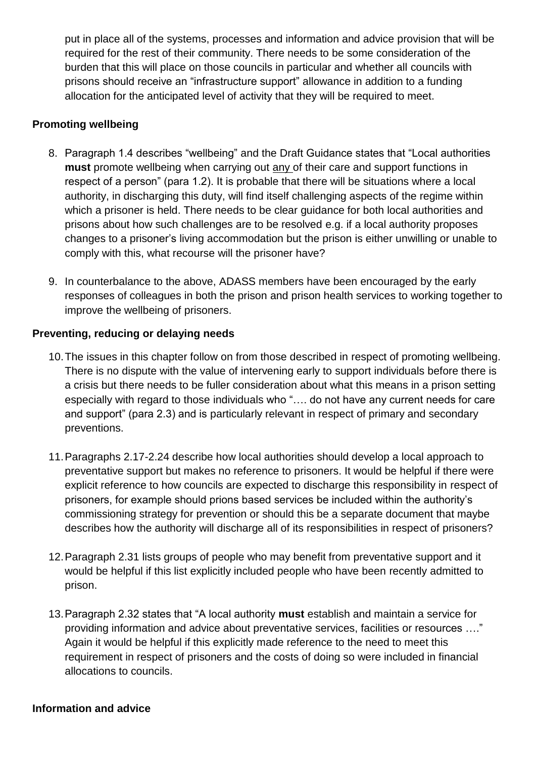put in place all of the systems, processes and information and advice provision that will be required for the rest of their community. There needs to be some consideration of the burden that this will place on those councils in particular and whether all councils with prisons should receive an "infrastructure support" allowance in addition to a funding allocation for the anticipated level of activity that they will be required to meet.

**Promoting wellbeing**

8. Paragraph 1.4 describes "wellbeing" and the Draft Guidance states that "Local authorities **must** promote wellbeing when carrying out any of their care and support functions in respect of a person" (para 1.2). It is probable that there will be situations where a local authority, in discharging this duty, will find itself challenging aspects of the regime within which a prisoner is held. There needs to be clear guidance for both local authorities and prisons about how such challenges are to be resolved e.g. if a local authority proposes changes to a prisoner's living accommodation but the prison is either unwilling or unable to comply with this, what recourse will the prisoner have?

9. In counterbalance to the above, ADASS members have been encouraged by the early responses of colleagues in both the prison and prison health services to working together to improve the wellbeing of prisoners.

**Preventing, reducing or delaying needs**

10. The issues in this chapter follow on from those described in respect of promoting wellbeing. There is no dispute with the value of intervening early to support individuals before there is a crisis but there needs to be fuller consideration about what this means in a prison setting especially with regard to those individuals who "…. do not have any current needs for care and support" (para 2.3) and is particularly relevant in respect of primary and secondary preventions.

11. Paragraphs 2.17-2.24 describe how local authorities should develop a local approach to preventative support but makes no reference to prisoners. It would be helpful if there were explicit reference to how councils are expected to discharge this responsibility in respect of prisoners, for example should prions based services be included within the authority's commissioning strategy for prevention or should this be a separate document that maybe describes how the authority will discharge all of its responsibilities in respect of prisoners?

12. Paragraph 2.31 lists groups of people who may benefit from preventative support and it would be helpful if this list explicitly included people who have been recently admitted to prison.

13. Paragraph 2.32 states that "A local authority **must** establish and maintain a service for providing information and advice about preventative services, facilities or resources …." Again it would be helpful if this explicitly made reference to the need to meet this requirement in respect of prisoners and the costs of doing so were included in financial allocations to councils.

**Information and advice**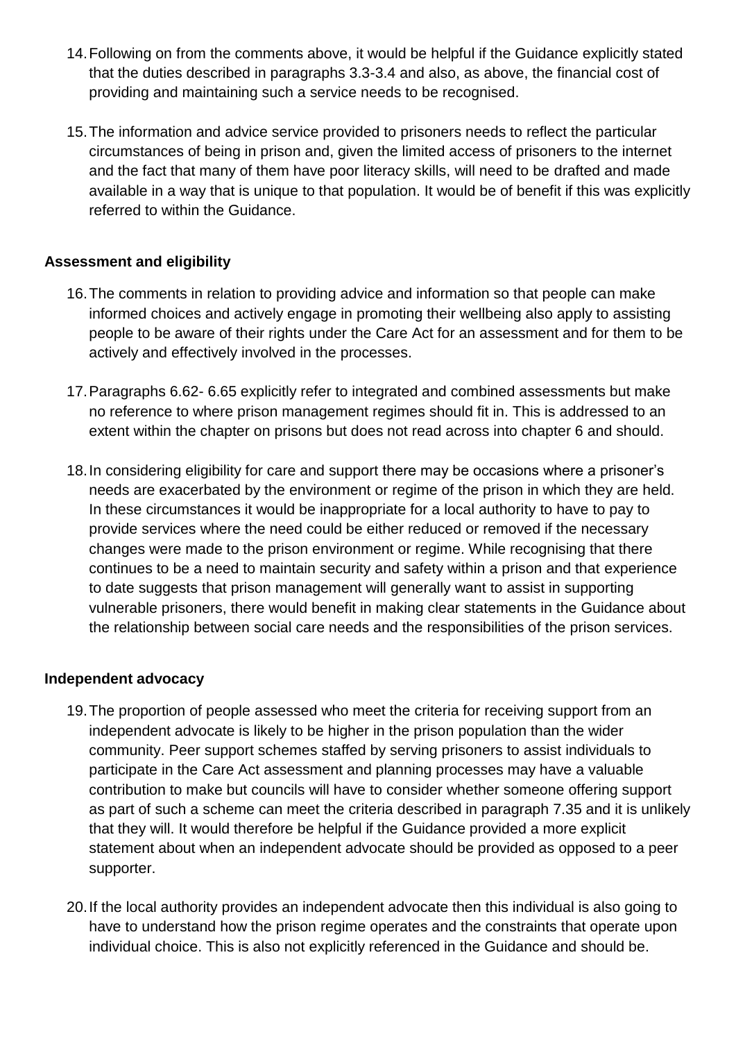14. Following on from the comments above, it would be helpful if the Guidance explicitly stated that the duties described in paragraphs 3.3-3.4 and also, as above, the financial cost of providing and maintaining such a service needs to be recognised.

15. The information and advice service provided to prisoners needs to reflect the particular circumstances of being in prison and, given the limited access of prisoners to the internet and the fact that many of them have poor literacy skills, will need to be drafted and made available in a way that is unique to that population. It would be of benefit if this was explicitly referred to within the Guidance.

**Assessment and eligibility**

16. The comments in relation to providing advice and information so that people can make informed choices and actively engage in promoting their wellbeing also apply to assisting people to be aware of their rights under the Care Act for an assessment and for them to be actively and effectively involved in the processes.

17. Paragraphs 6.62- 6.65 explicitly refer to integrated and combined assessments but make no reference to where prison management regimes should fit in. This is addressed to an extent within the chapter on prisons but does not read across into chapter 6 and should.

18. In considering eligibility for care and support there may be occasions where a prisoner's needs are exacerbated by the environment or regime of the prison in which they are held. In these circumstances it would be inappropriate for a local authority to have to pay to provide services where the need could be either reduced or removed if the necessary changes were made to the prison environment or regime. While recognising that there continues to be a need to maintain security and safety within a prison and that experience to date suggests that prison management will generally want to assist in supporting vulnerable prisoners, there would benefit in making clear statements in the Guidance about the relationship between social care needs and the responsibilities of the prison services.

**Independent advocacy**

19. The proportion of people assessed who meet the criteria for receiving support from an independent advocate is likely to be higher in the prison population than the wider community. Peer support schemes staffed by serving prisoners to assist individuals to participate in the Care Act assessment and planning processes may have a valuable contribution to make but councils will have to consider whether someone offering support as part of such a scheme can meet the criteria described in paragraph 7.35 and it is unlikely that they will. It would therefore be helpful if the Guidance provided a more explicit statement about when an independent advocate should be provided as opposed to a peer supporter.

20. If the local authority provides an independent advocate then this individual is also going to have to understand how the prison regime operates and the constraints that operate upon individual choice. This is also not explicitly referenced in the Guidance and should be.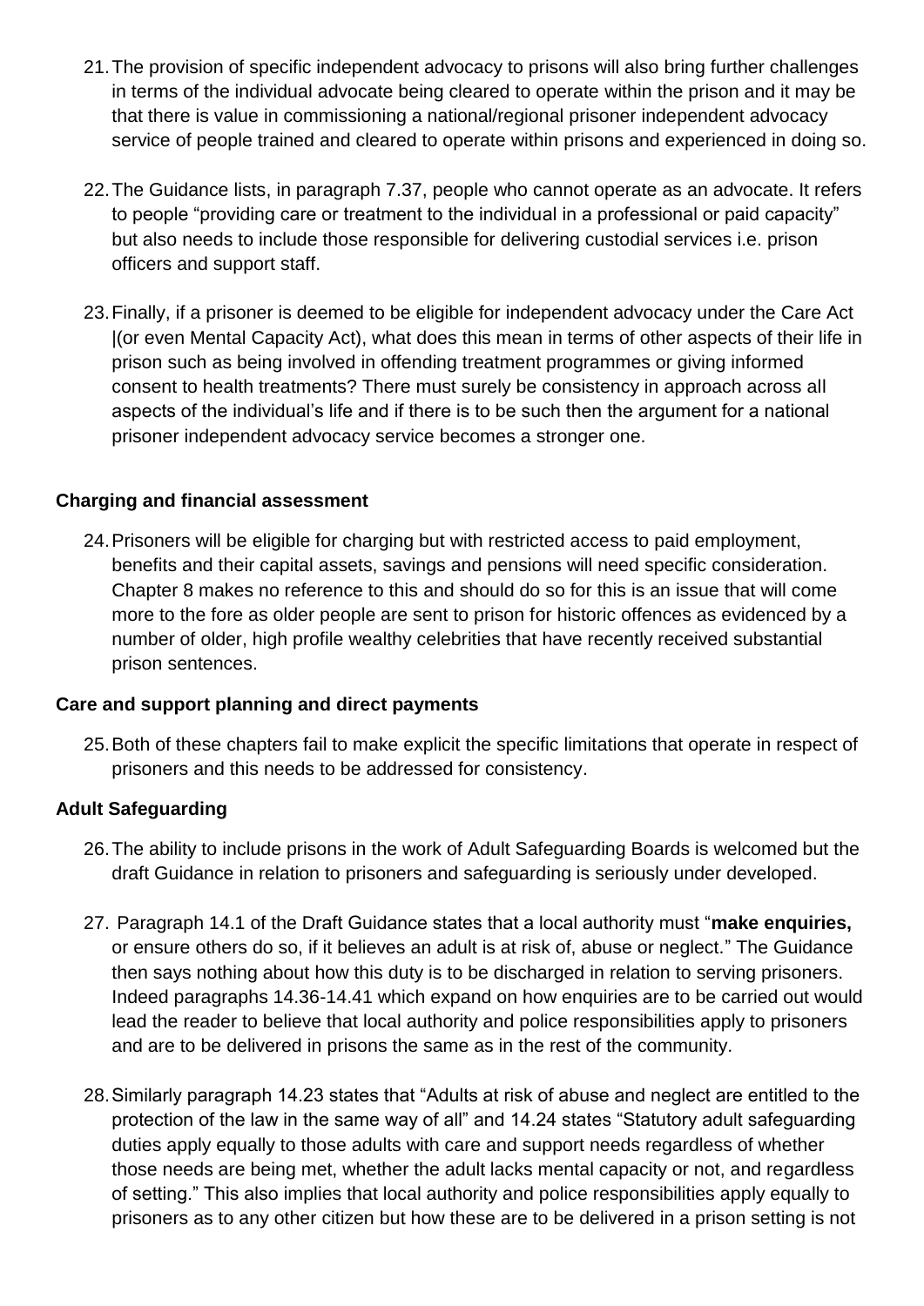21. The provision of specific independent advocacy to prisons will also bring further challenges in terms of the individual advocate being cleared to operate within the prison and it may be that there is value in commissioning a national/regional prisoner independent advocacy service of people trained and cleared to operate within prisons and experienced in doing so.

22. The Guidance lists, in paragraph 7.37, people who cannot operate as an advocate. It refers to people "providing care or treatment to the individual in a professional or paid capacity" but also needs to include those responsible for delivering custodial services i.e. prison officers and support staff.

23. Finally, if a prisoner is deemed to be eligible for independent advocacy under the Care Act |(or even Mental Capacity Act), what does this mean in terms of other aspects of their life in prison such as being involved in offending treatment programmes or giving informed consent to health treatments? There must surely be consistency in approach across all aspects of the individual's life and if there is to be such then the argument for a national prisoner independent advocacy service becomes a stronger one.

**Charging and financial assessment**

24. Prisoners will be eligible for charging but with restricted access to paid employment, benefits and their capital assets, savings and pensions will need specific consideration. Chapter 8 makes no reference to this and should do so for this is an issue that will come more to the fore as older people are sent to prison for historic offences as evidenced by a number of older, high profile wealthy celebrities that have recently received substantial prison sentences.

**Care and support planning and direct payments**

25. Both of these chapters fail to make explicit the specific limitations that operate in respect of prisoners and this needs to be addressed for consistency.

**Adult Safeguarding**

26. The ability to include prisons in the work of Adult Safeguarding Boards is welcomed but the draft Guidance in relation to prisoners and safeguarding is seriously under developed.

27. Paragraph 14.1 of the Draft Guidance states that a local authority must "**make enquiries,** or ensure others do so, if it believes an adult is at risk of, abuse or neglect." The Guidance then says nothing about how this duty is to be discharged in relation to serving prisoners. Indeed paragraphs 14.36-14.41 which expand on how enquiries are to be carried out would lead the reader to believe that local authority and police responsibilities apply to prisoners and are to be delivered in prisons the same as in the rest of the community.

28. Similarly paragraph 14.23 states that "Adults at risk of abuse and neglect are entitled to the protection of the law in the same way of all" and 14.24 states "Statutory adult safeguarding duties apply equally to those adults with care and support needs regardless of whether those needs are being met, whether the adult lacks mental capacity or not, and regardless of setting." This also implies that local authority and police responsibilities apply equally to prisoners as to any other citizen but how these are to be delivered in a prison setting is not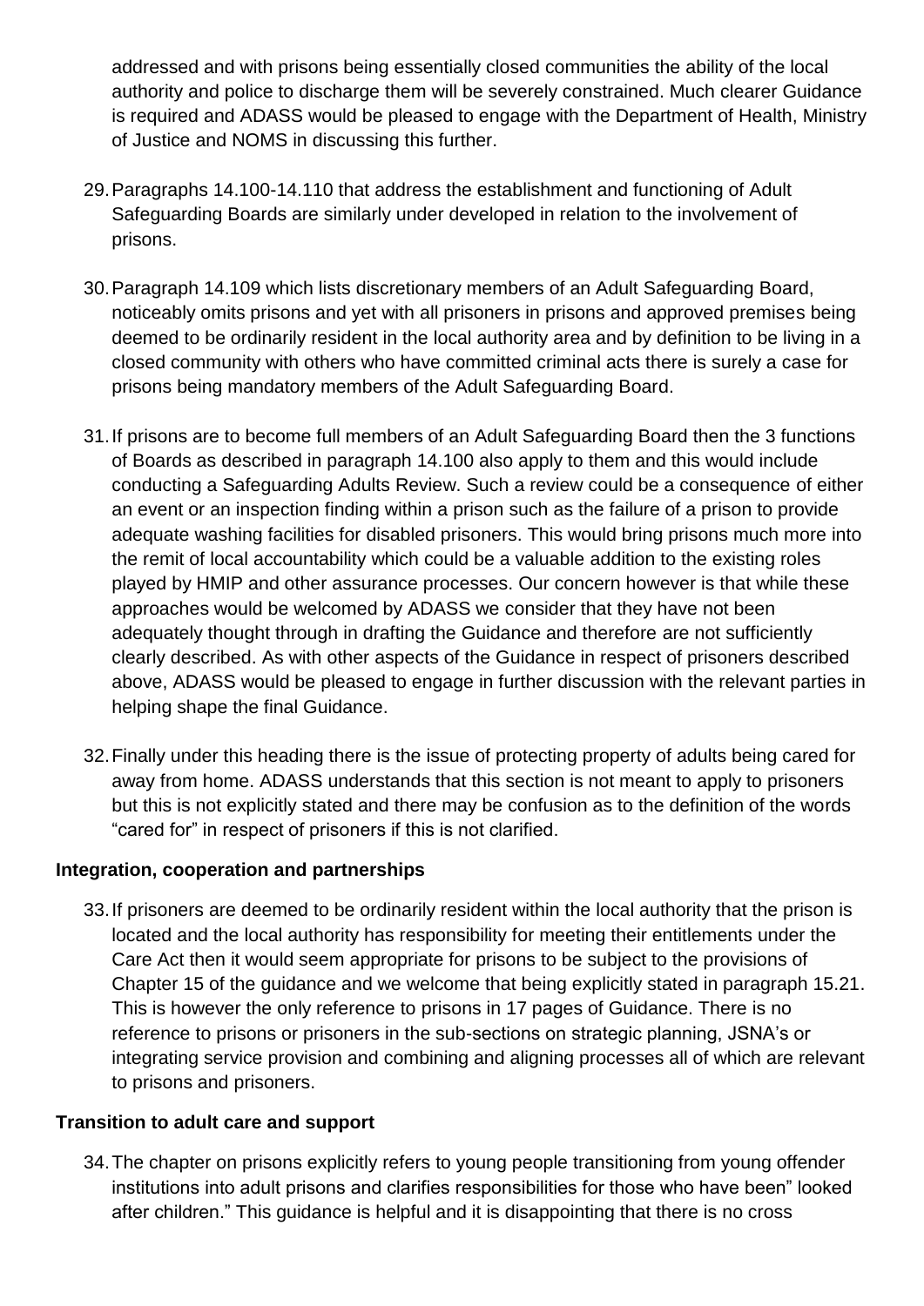addressed and with prisons being essentially closed communities the ability of the local authority and police to discharge them will be severely constrained. Much clearer Guidance is required and ADASS would be pleased to engage with the Department of Health, Ministry of Justice and NOMS in discussing this further.

29. Paragraphs 14.100-14.110 that address the establishment and functioning of Adult Safeguarding Boards are similarly under developed in relation to the involvement of prisons.

30. Paragraph 14.109 which lists discretionary members of an Adult Safeguarding Board, noticeably omits prisons and yet with all prisoners in prisons and approved premises being deemed to be ordinarily resident in the local authority area and by definition to be living in a closed community with others who have committed criminal acts there is surely a case for prisons being mandatory members of the Adult Safeguarding Board.

31. If prisons are to become full members of an Adult Safeguarding Board then the 3 functions of Boards as described in paragraph 14.100 also apply to them and this would include conducting a Safeguarding Adults Review. Such a review could be a consequence of either an event or an inspection finding within a prison such as the failure of a prison to provide adequate washing facilities for disabled prisoners. This would bring prisons much more into the remit of local accountability which could be a valuable addition to the existing roles played by HMIP and other assurance processes. Our concern however is that while these approaches would be welcomed by ADASS we consider that they have not been adequately thought through in drafting the Guidance and therefore are not sufficiently clearly described. As with other aspects of the Guidance in respect of prisoners described above, ADASS would be pleased to engage in further discussion with the relevant parties in helping shape the final Guidance.

32. Finally under this heading there is the issue of protecting property of adults being cared for away from home. ADASS understands that this section is not meant to apply to prisoners but this is not explicitly stated and there may be confusion as to the definition of the words "cared for" in respect of prisoners if this is not clarified.

**Integration, cooperation and partnerships**

33. If prisoners are deemed to be ordinarily resident within the local authority that the prison is located and the local authority has responsibility for meeting their entitlements under the Care Act then it would seem appropriate for prisons to be subject to the provisions of Chapter 15 of the guidance and we welcome that being explicitly stated in paragraph 15.21. This is however the only reference to prisons in 17 pages of Guidance. There is no reference to prisons or prisoners in the sub-sections on strategic planning, JSNA's or integrating service provision and combining and aligning processes all of which are relevant to prisons and prisoners.

**Transition to adult care and support**

34. The chapter on prisons explicitly refers to young people transitioning from young offender institutions into adult prisons and clarifies responsibilities for those who have been" looked after children." This guidance is helpful and it is disappointing that there is no cross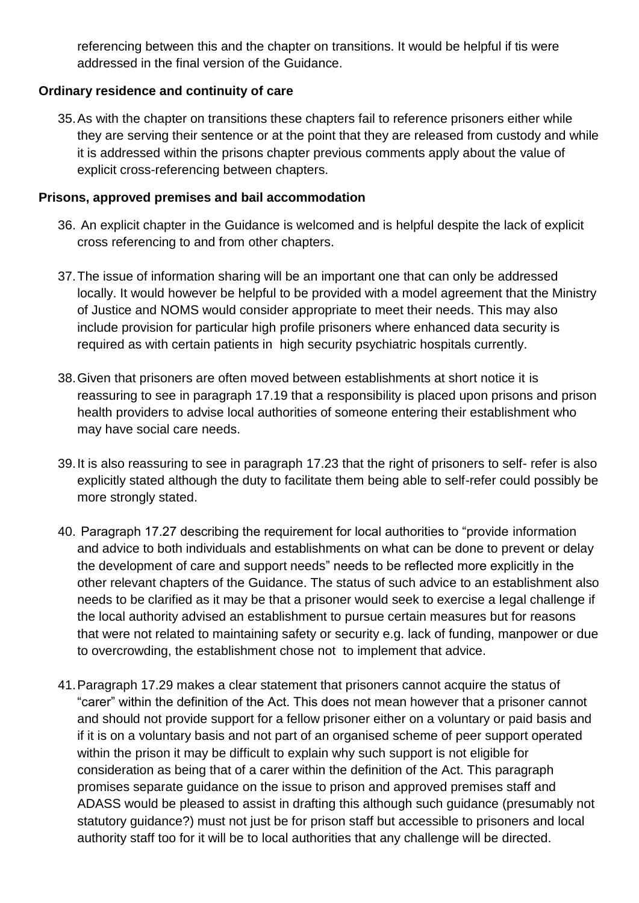referencing between this and the chapter on transitions. It would be helpful if tis were addressed in the final version of the Guidance.

**Ordinary residence and continuity of care**

35. As with the chapter on transitions these chapters fail to reference prisoners either while they are serving their sentence or at the point that they are released from custody and while it is addressed within the prisons chapter previous comments apply about the value of explicit cross-referencing between chapters.

**Prisons, approved premises and bail accommodation**

36. An explicit chapter in the Guidance is welcomed and is helpful despite the lack of explicit cross referencing to and from other chapters.

37. The issue of information sharing will be an important one that can only be addressed locally. It would however be helpful to be provided with a model agreement that the Ministry of Justice and NOMS would consider appropriate to meet their needs. This may also include provision for particular high profile prisoners where enhanced data security is required as with certain patients in high security psychiatric hospitals currently.

38. Given that prisoners are often moved between establishments at short notice it is reassuring to see in paragraph 17.19 that a responsibility is placed upon prisons and prison health providers to advise local authorities of someone entering their establishment who may have social care needs.

39. It is also reassuring to see in paragraph 17.23 that the right of prisoners to self- refer is also explicitly stated although the duty to facilitate them being able to self-refer could possibly be more strongly stated.

40. Paragraph 17.27 describing the requirement for local authorities to "provide information and advice to both individuals and establishments on what can be done to prevent or delay the development of care and support needs" needs to be reflected more explicitly in the other relevant chapters of the Guidance. The status of such advice to an establishment also needs to be clarified as it may be that a prisoner would seek to exercise a legal challenge if the local authority advised an establishment to pursue certain measures but for reasons that were not related to maintaining safety or security e.g. lack of funding, manpower or due to overcrowding, the establishment chose not to implement that advice.

41. Paragraph 17.29 makes a clear statement that prisoners cannot acquire the status of "carer" within the definition of the Act. This does not mean however that a prisoner cannot and should not provide support for a fellow prisoner either on a voluntary or paid basis and if it is on a voluntary basis and not part of an organised scheme of peer support operated within the prison it may be difficult to explain why such support is not eligible for consideration as being that of a carer within the definition of the Act. This paragraph promises separate guidance on the issue to prison and approved premises staff and ADASS would be pleased to assist in drafting this although such guidance (presumably not statutory guidance?) must not just be for prison staff but accessible to prisoners and local authority staff too for it will be to local authorities that any challenge will be directed.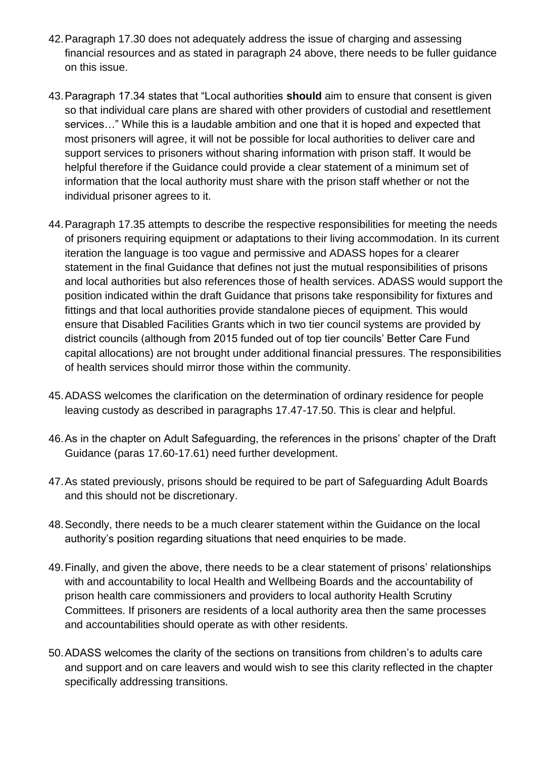42. Paragraph 17.30 does not adequately address the issue of charging and assessing financial resources and as stated in paragraph 24 above, there needs to be fuller guidance on this issue.

43. Paragraph 17.34 states that "Local authorities **should** aim to ensure that consent is given so that individual care plans are shared with other providers of custodial and resettlement services…" While this is a laudable ambition and one that it is hoped and expected that most prisoners will agree, it will not be possible for local authorities to deliver care and support services to prisoners without sharing information with prison staff. It would be helpful therefore if the Guidance could provide a clear statement of a minimum set of information that the local authority must share with the prison staff whether or not the individual prisoner agrees to it.

44. Paragraph 17.35 attempts to describe the respective responsibilities for meeting the needs of prisoners requiring equipment or adaptations to their living accommodation. In its current iteration the language is too vague and permissive and ADASS hopes for a clearer statement in the final Guidance that defines not just the mutual responsibilities of prisons and local authorities but also references those of health services. ADASS would support the position indicated within the draft Guidance that prisons take responsibility for fixtures and fittings and that local authorities provide standalone pieces of equipment. This would ensure that Disabled Facilities Grants which in two tier council systems are provided by district councils (although from 2015 funded out of top tier councils' Better Care Fund capital allocations) are not brought under additional financial pressures. The responsibilities of health services should mirror those within the community.

45. ADASS welcomes the clarification on the determination of ordinary residence for people leaving custody as described in paragraphs 17.47-17.50. This is clear and helpful.

46. As in the chapter on Adult Safeguarding, the references in the prisons' chapter of the Draft Guidance (paras 17.60-17.61) need further development.

47. As stated previously, prisons should be required to be part of Safeguarding Adult Boards and this should not be discretionary.

48. Secondly, there needs to be a much clearer statement within the Guidance on the local authority's position regarding situations that need enquiries to be made.

49. Finally, and given the above, there needs to be a clear statement of prisons' relationships with and accountability to local Health and Wellbeing Boards and the accountability of prison health care commissioners and providers to local authority Health Scrutiny Committees. If prisoners are residents of a local authority area then the same processes and accountabilities should operate as with other residents.

50. ADASS welcomes the clarity of the sections on transitions from children's to adults care and support and on care leavers and would wish to see this clarity reflected in the chapter specifically addressing transitions.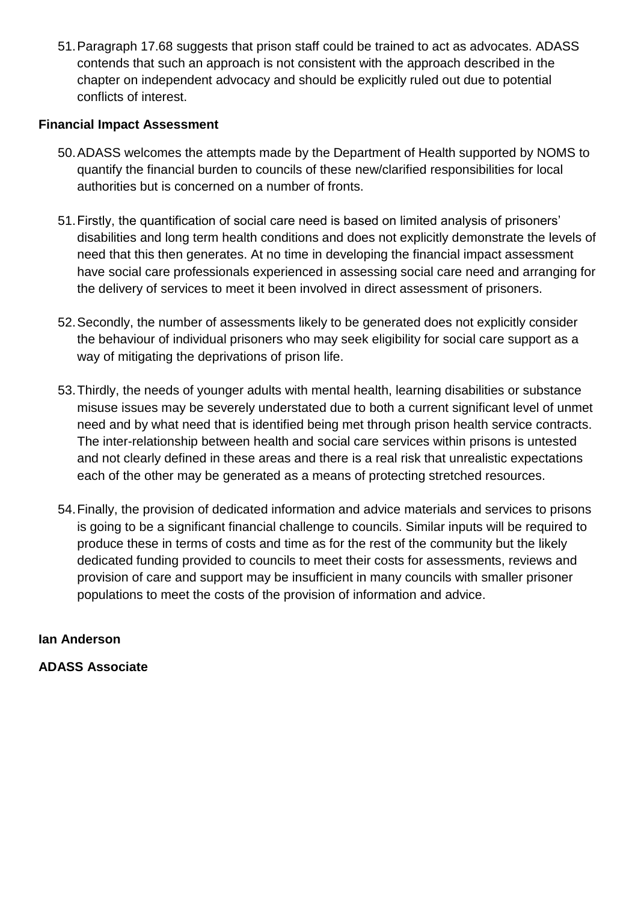51. Paragraph 17.68 suggests that prison staff could be trained to act as advocates. ADASS contends that such an approach is not consistent with the approach described in the chapter on independent advocacy and should be explicitly ruled out due to potential conflicts of interest.

**Financial Impact Assessment**

50. ADASS welcomes the attempts made by the Department of Health supported by NOMS to quantify the financial burden to councils of these new/clarified responsibilities for local authorities but is concerned on a number of fronts.

51. Firstly, the quantification of social care need is based on limited analysis of prisoners' disabilities and long term health conditions and does not explicitly demonstrate the levels of need that this then generates. At no time in developing the financial impact assessment have social care professionals experienced in assessing social care need and arranging for the delivery of services to meet it been involved in direct assessment of prisoners.

52. Secondly, the number of assessments likely to be generated does not explicitly consider the behaviour of individual prisoners who may seek eligibility for social care support as a way of mitigating the deprivations of prison life.

53. Thirdly, the needs of younger adults with mental health, learning disabilities or substance misuse issues may be severely understated due to both a current significant level of unmet need and by what need that is identified being met through prison health service contracts. The inter-relationship between health and social care services within prisons is untested and not clearly defined in these areas and there is a real risk that unrealistic expectations each of the other may be generated as a means of protecting stretched resources.

54. Finally, the provision of dedicated information and advice materials and services to prisons is going to be a significant financial challenge to councils. Similar inputs will be required to produce these in terms of costs and time as for the rest of the community but the likely dedicated funding provided to councils to meet their costs for assessments, reviews and provision of care and support may be insufficient in many councils with smaller prisoner populations to meet the costs of the provision of information and advice.

**Ian Anderson**

**ADASS Associate**